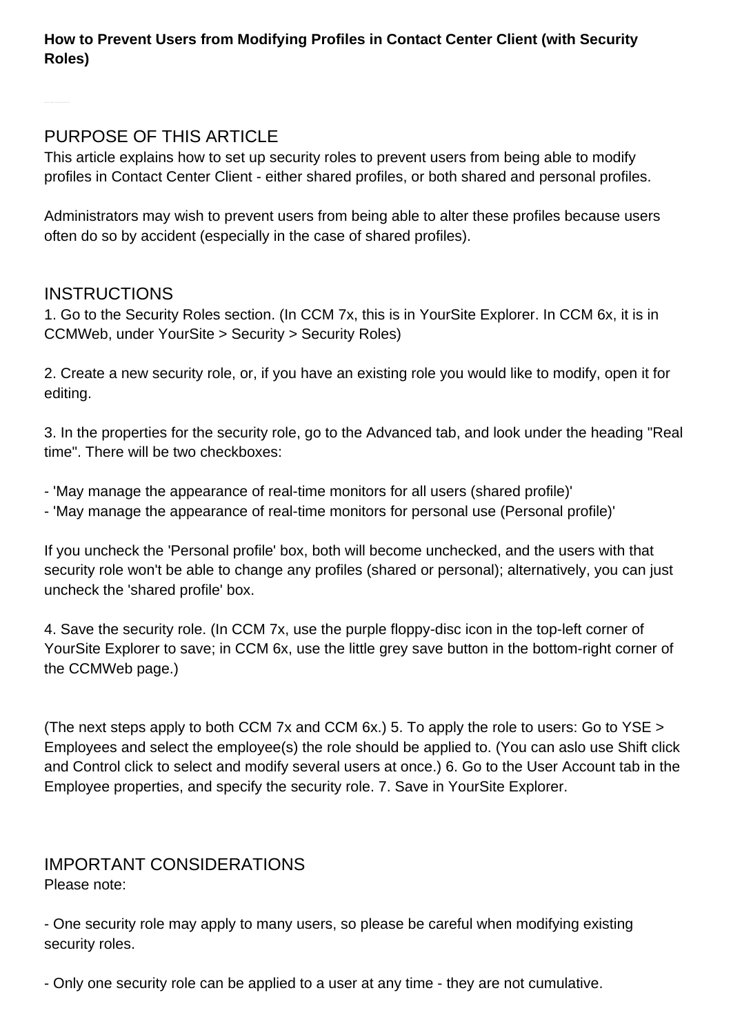**How to Prevent Users from Modifying Profiles in Contact Center Client (with Security Roles)**

## PURPOSE OF THIS ARTICLE

This article explains how to set up security roles to prevent users from being able to modify profiles in Contact Center Client - either shared profiles, or both shared and personal profiles.

Administrators may wish to prevent users from being able to alter these profiles because users often do so by accident (especially in the case of shared profiles).

## INSTRUCTIONS

1. Go to the Security Roles section. (In CCM 7x, this is in YourSite Explorer. In CCM 6x, it is in CCMWeb, under YourSite > Security > Security Roles)

2. Create a new security role, or, if you have an existing role you would like to modify, open it for editing.

3. In the properties for the security role, go to the Advanced tab, and look under the heading "Real time". There will be two checkboxes:

- 'May manage the appearance of real-time monitors for all users (shared profile)'
- 'May manage the appearance of real-time monitors for personal use (Personal profile)'

If you uncheck the 'Personal profile' box, both will become unchecked, and the users with that security role won't be able to change any profiles (shared or personal); alternatively, you can just uncheck the 'shared profile' box.

4. Save the security role. (In CCM 7x, use the purple floppy-disc icon in the top-left corner of YourSite Explorer to save; in CCM 6x, use the little grey save button in the bottom-right corner of the CCMWeb page.)

(The next steps apply to both CCM 7x and CCM 6x.) 5. To apply the role to users: Go to YSE > Employees and select the employee(s) the role should be applied to. (You can aslo use Shift click and Control click to select and modify several users at once.) 6. Go to the User Account tab in the Employee properties, and specify the security role. 7. Save in YourSite Explorer.

## IMPORTANT CONSIDERATIONS

Please note:

- One security role may apply to many users, so please be careful when modifying existing security roles.

- Only one security role can be applied to a user at any time - they are not cumulative.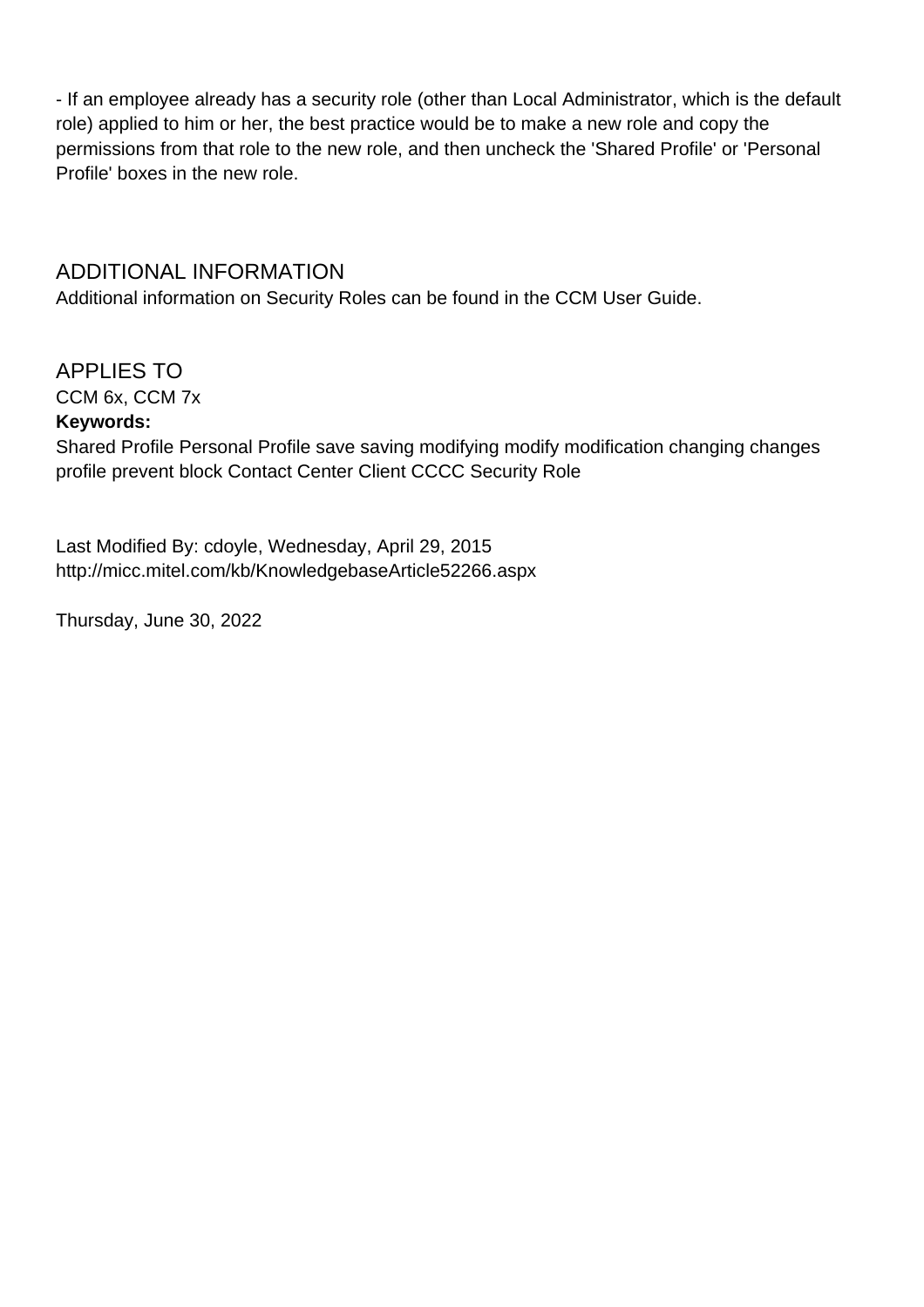- If an employee already has a security role (other than Local Administrator, which is the default role) applied to him or her, the best practice would be to make a new role and copy the permissions from that role to the new role, and then uncheck the 'Shared Profile' or 'Personal Profile' boxes in the new role.

## ADDITIONAL INFORMATION

Additional information on Security Roles can be found in the CCM User Guide.

## APPLIES TO

CCM 6x, CCM 7x

**Keywords:**

Shared Profile Personal Profile save saving modifying modify modification changing changes profile prevent block Contact Center Client CCCC Security Role

Last Modified By: cdoyle, Wednesday, April 29, 2015
http://micc.mitel.com/kb/KnowledgebaseArticle52266.aspx

Thursday, June 30, 2022